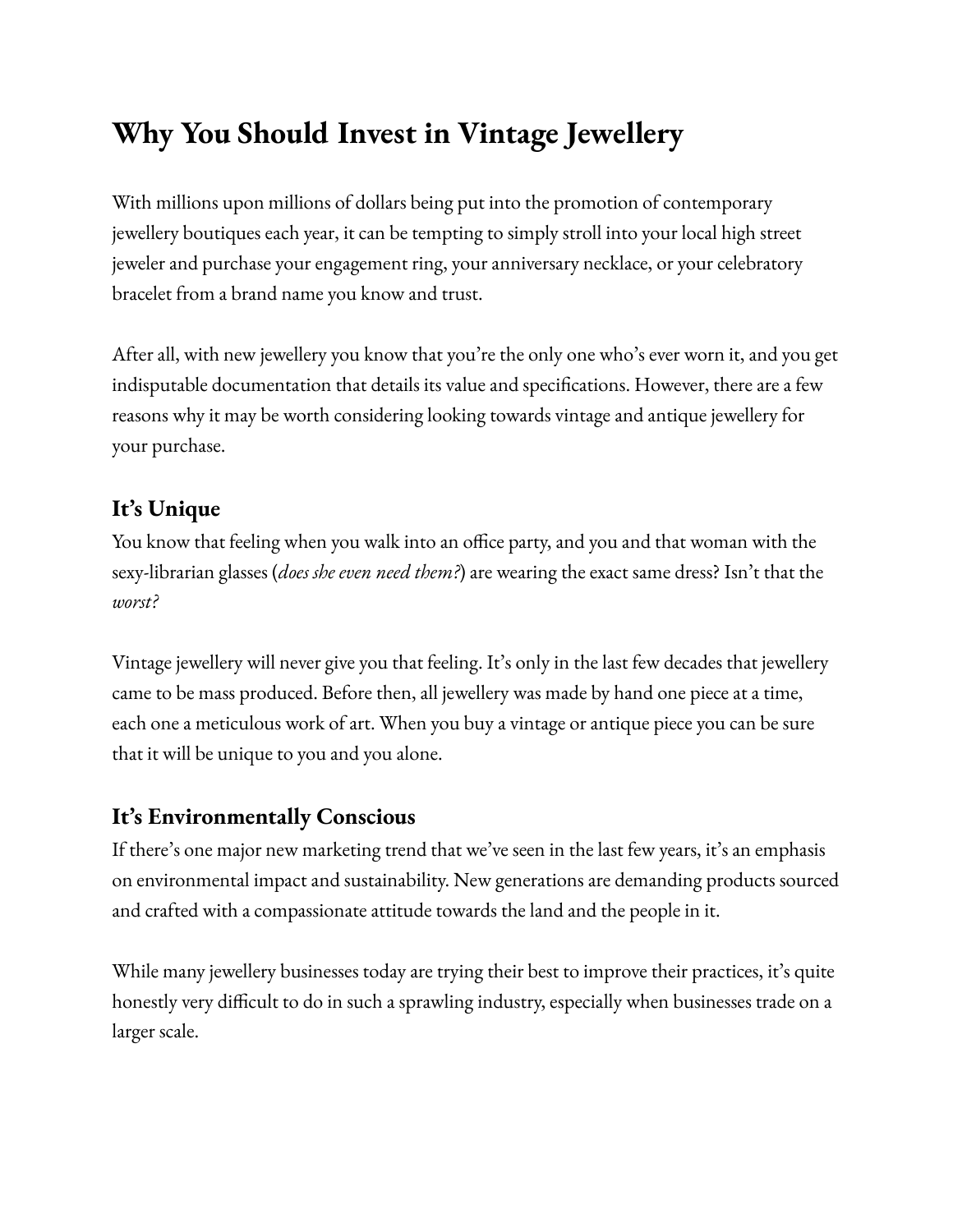# Why You Should Invest in Vintage Jewellery

With millions upon millions of dollars being put into the promotion of contemporary jewellery boutiques each year, it can be tempting to simply stroll into your local high street jeweler and purchase your engagement ring, your anniversary necklace, or your celebratory bracelet from a brand name you know and trust.

After all, with new jewellery you know that you're the only one who's ever worn it, and you get indisputable documentation that details its value and specifications. However, there are a few reasons why it may be worth considering looking towards vintage and antique jewellery for your purchase.

## It's Unique

You know that feeling when you walk into an office party, and you and that woman with the sexy-librarian glasses (*does she even need them?*) are wearing the exact same dress? Isn't that the *worst?*

Vintage jewellery will never give you that feeling. It's only in the last few decades that jewellery came to be mass produced. Before then, all jewellery was made by hand one piece at a time, each one a meticulous work of art. When you buy a vintage or antique piece you can be sure that it will be unique to you and you alone.

## It's Environmentally Conscious

If there's one major new marketing trend that we've seen in the last few years, it's an emphasis on environmental impact and sustainability. New generations are demanding products sourced and crafted with a compassionate attitude towards the land and the people in it.

While many jewellery businesses today are trying their best to improve their practices, it's quite honestly very difficult to do in such a sprawling industry, especially when businesses trade on a larger scale.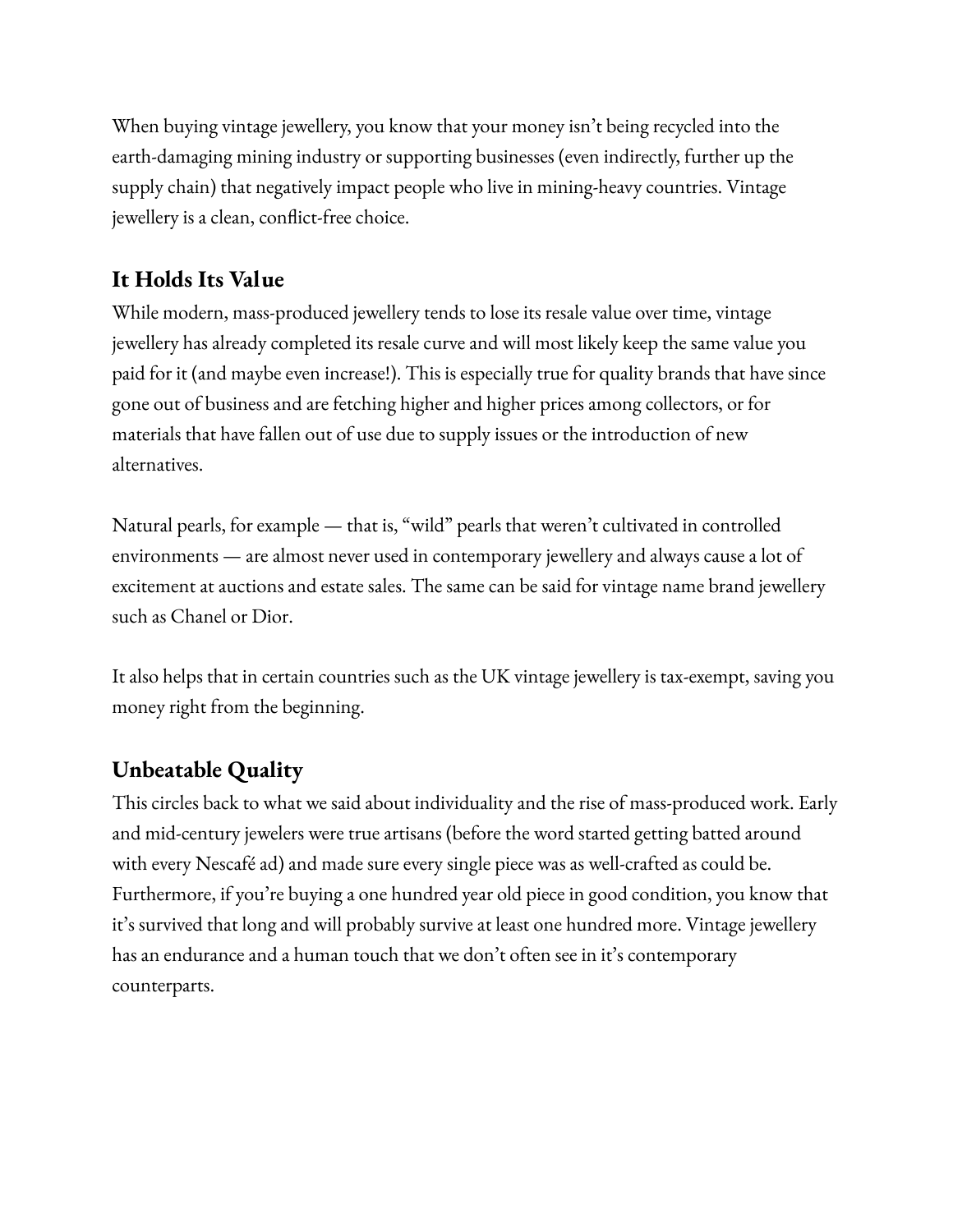When buying vintage jewellery, you know that your money isn't being recycled into the earth-damaging mining industry or supporting businesses (even indirectly, further up the supply chain) that negatively impact people who live in mining-heavy countries. Vintage jewellery is a clean, conflict-free choice.

## It Holds Its Value

While modern, mass-produced jewellery tends to lose its resale value over time, vintage jewellery has already completed its resale curve and will most likely keep the same value you paid for it (and maybe even increase!). This is especially true for quality brands that have since gone out of business and are fetching higher and higher prices among collectors, or for materials that have fallen out of use due to supply issues or the introduction of new alternatives.

Natural pearls, for example — that is, "wild" pearls that weren't cultivated in controlled environments — are almost never used in contemporary jewellery and always cause a lot of excitement at auctions and estate sales. The same can be said for vintage name brand jewellery such as Chanel or Dior.

It also helps that in certain countries such as the UK vintage jewellery is tax-exempt, saving you money right from the beginning.

## Unbeatable Quality

This circles back to what we said about individuality and the rise of mass-produced work. Early and mid-century jewelers were true artisans (before the word started getting batted around with every Nescafé ad) and made sure every single piece was as well-crafted as could be. Furthermore, if you're buying a one hundred year old piece in good condition, you know that it's survived that long and will probably survive at least one hundred more. Vintage jewellery has an endurance and a human touch that we don't often see in it's contemporary counterparts.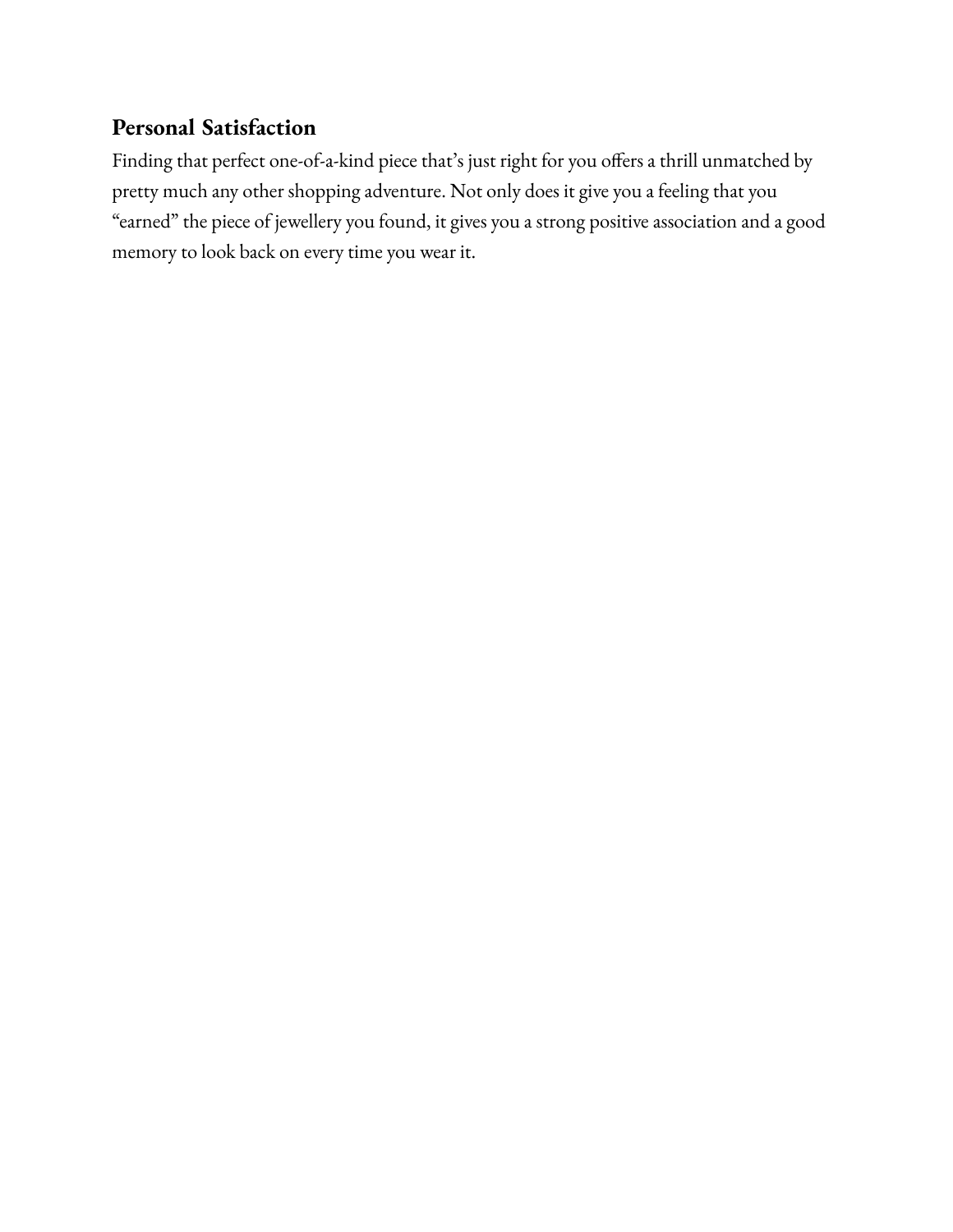### Personal Satisfaction

Finding that perfect one-of-a-kind piece that's just right for you offers a thrill unmatched by pretty much any other shopping adventure. Not only does it give you a feeling that you "earned" the piece of jewellery you found, it gives you a strong positive association and a good memory to look back on every time you wear it.